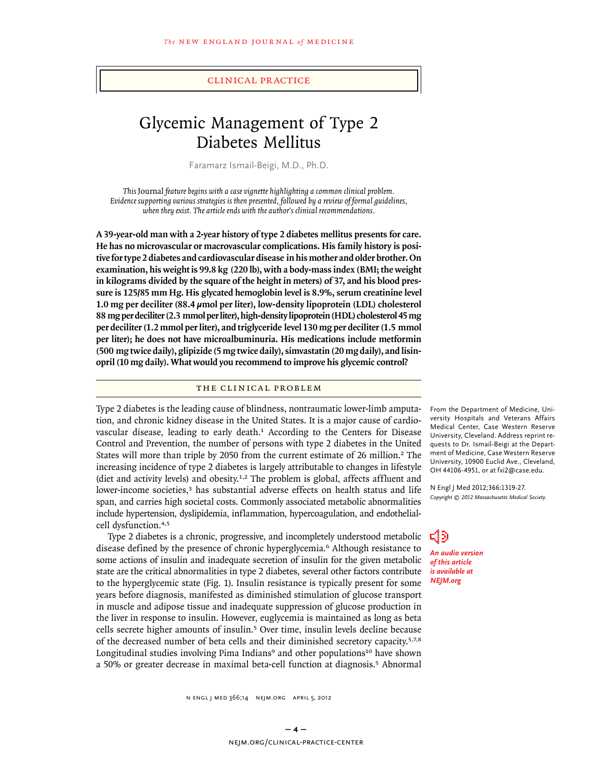CLINICAL PRACTICE

# Glycemic Management of Type 2 Diabetes Mellitus

Faramarz Ismail-Beigi, M.D., Ph.D.

*This* Journal *feature begins with a case vignette highlighting a common clinical problem. Evidence supporting various strategies is then presented, followed by a review of formal guidelines, when they exist. The article ends with the author's clinical recommendations.*

**A 39-year-old man with a 2-year history of type 2 diabetes mellitus presents for care. He has no microvascular or macrovascular complications. His family history is positive for type 2 diabetes and cardiovascular disease in his mother and older brother. On examination, his weight is 99.8 kg (220 lb), with a body-mass index (BMI; the weight in kilograms divided by the square of the height in meters) of 37, and his blood pressure is 125/85 mm Hg. His glycated hemoglobin level is 8.9%, serum creatinine level 1.0 mg per deciliter (88.4 μmol per liter), low-density lipoprotein (LDL) cholesterol 88 mg per deciliter (2.3 mmol per liter), high-density lipoprotein (HDL) cholesterol 45 mg per deciliter (1.2 mmol per liter), and triglyceride level 130 mg per deciliter (1.5 mmol per liter); he does not have microalbuminuria. His medications include metformin (500 mg twice daily), glipizide (5 mg twice daily), simvastatin (20 mg daily), and lisinopril (10 mg daily). What would you recommend to improve his glycemic control?**

## THE CLINICAL PROBLEM

Type 2 diabetes is the leading cause of blindness, nontraumatic lower-limb amputation, and chronic kidney disease in the United States. It is a major cause of cardiovascular disease, leading to early death.[1] According to the Centers for Disease Control and Prevention, the number of persons with type 2 diabetes in the United States will more than triple by 2050 from the current estimate of 26 million.[2] The increasing incidence of type 2 diabetes is largely attributable to changes in lifestyle (diet and activity levels) and obesity.[1,2] The problem is global, affects affluent and lower-income societies,[3] has substantial adverse effects on health status and life span, and carries high societal costs. Commonly associated metabolic abnormalities include hypertension, dyslipidemia, inflammation, hypercoagulation, and endothelial-cell dysfunction.[4,5]

Type 2 diabetes is a chronic, progressive, and incompletely understood metabolic disease defined by the presence of chronic hyperglycemia.[6] Although resistance to some actions of insulin and inadequate secretion of insulin for the given metabolic state are the critical abnormalities in type 2 diabetes, several other factors contribute to the hyperglycemic state (Fig. 1). Insulin resistance is typically present for some years before diagnosis, manifested as diminished stimulation of glucose transport in muscle and adipose tissue and inadequate suppression of glucose production in the liver in response to insulin. However, euglycemia is maintained as long as beta cells secrete higher amounts of insulin.[5] Over time, insulin levels decline because of the decreased number of beta cells and their diminished secretory capacity.[5,7,8] Longitudinal studies involving Pima Indians[9] and other populations[10] have shown a 50% or greater decrease in maximal beta-cell function at diagnosis.[5] Abnormal

From the Department of Medicine, University Hospitals and Veterans Affairs Medical Center, Case Western Reserve University, Cleveland. Address reprint requests to Dr. Ismail-Beigi at the Department of Medicine, Case Western Reserve University, 10900 Euclid Ave., Cleveland, OH 44106-4951, or at fxi2@case.edu.

N Engl J Med 2012;366:1319-27.
*Copyright © 2012 Massachusetts Medical Society.*

*An audio version of this article is available at NEJM.org*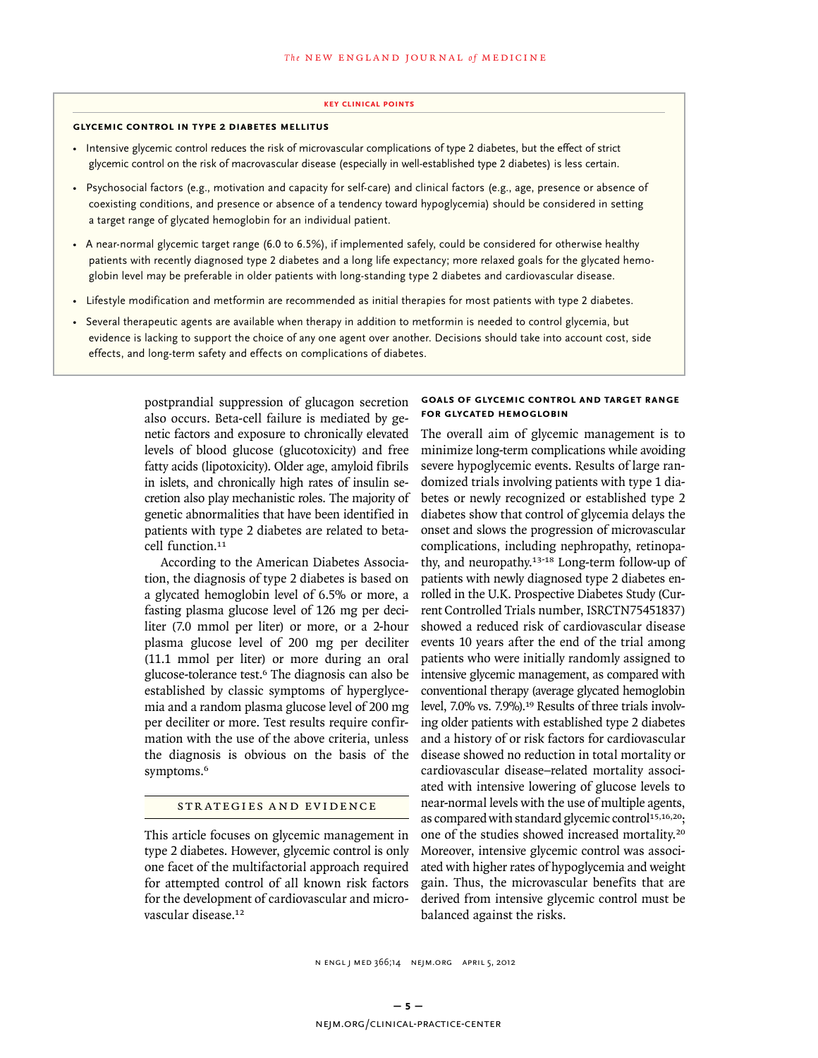**KEY CLINICAL POINTS**

**GLYCEMIC CONTROL IN TYPE 2 DIABETES MELLITUS**

- Intensive glycemic control reduces the risk of microvascular complications of type 2 diabetes, but the effect of strict glycemic control on the risk of macrovascular disease (especially in well-established type 2 diabetes) is less certain.
- Psychosocial factors (e.g., motivation and capacity for self-care) and clinical factors (e.g., age, presence or absence of coexisting conditions, and presence or absence of a tendency toward hypoglycemia) should be considered in setting a target range of glycated hemoglobin for an individual patient.
- A near-normal glycemic target range (6.0 to 6.5%), if implemented safely, could be considered for otherwise healthy patients with recently diagnosed type 2 diabetes and a long life expectancy; more relaxed goals for the glycated hemoglobin level may be preferable in older patients with long-standing type 2 diabetes and cardiovascular disease.
- Lifestyle modification and metformin are recommended as initial therapies for most patients with type 2 diabetes.
- Several therapeutic agents are available when therapy in addition to metformin is needed to control glycemia, but evidence is lacking to support the choice of any one agent over another. Decisions should take into account cost, side effects, and long-term safety and effects on complications of diabetes.

postprandial suppression of glucagon secretion also occurs. Beta-cell failure is mediated by genetic factors and exposure to chronically elevated levels of blood glucose (glucotoxicity) and free fatty acids (lipotoxicity). Older age, amyloid fibrils in islets, and chronically high rates of insulin secretion also play mechanistic roles. The majority of genetic abnormalities that have been identified in patients with type 2 diabetes are related to beta-cell function.[11]

According to the American Diabetes Association, the diagnosis of type 2 diabetes is based on a glycated hemoglobin level of 6.5% or more, a fasting plasma glucose level of 126 mg per deciliter (7.0 mmol per liter) or more, or a 2-hour plasma glucose level of 200 mg per deciliter (11.1 mmol per liter) or more during an oral glucose-tolerance test.[6] The diagnosis can also be established by classic symptoms of hyperglycemia and a random plasma glucose level of 200 mg per deciliter or more. Test results require confirmation with the use of the above criteria, unless the diagnosis is obvious on the basis of the symptoms.[6]

## STRATEGIES AND EVIDENCE

This article focuses on glycemic management in type 2 diabetes. However, glycemic control is only one facet of the multifactorial approach required for attempted control of all known risk factors for the development of cardiovascular and microvascular disease.[12]

### GOALS OF GLYCEMIC CONTROL AND TARGET RANGE FOR GLYCATED HEMOGLOBIN

The overall aim of glycemic management is to minimize long-term complications while avoiding severe hypoglycemic events. Results of large randomized trials involving patients with type 1 diabetes or newly recognized or established type 2 diabetes show that control of glycemia delays the onset and slows the progression of microvascular complications, including nephropathy, retinopathy, and neuropathy.[13-18] Long-term follow-up of patients with newly diagnosed type 2 diabetes enrolled in the U.K. Prospective Diabetes Study (Current Controlled Trials number, ISRCTN75451837) showed a reduced risk of cardiovascular disease events 10 years after the end of the trial among patients who were initially randomly assigned to intensive glycemic management, as compared with conventional therapy (average glycated hemoglobin level, 7.0% vs. 7.9%).[19] Results of three trials involving older patients with established type 2 diabetes and a history of or risk factors for cardiovascular disease showed no reduction in total mortality or cardiovascular disease–related mortality associated with intensive lowering of glucose levels to near-normal levels with the use of multiple agents, as compared with standard glycemic control[15,16,20]; one of the studies showed increased mortality.[20] Moreover, intensive glycemic control was associated with higher rates of hypoglycemia and weight gain. Thus, the microvascular benefits that are derived from intensive glycemic control must be balanced against the risks.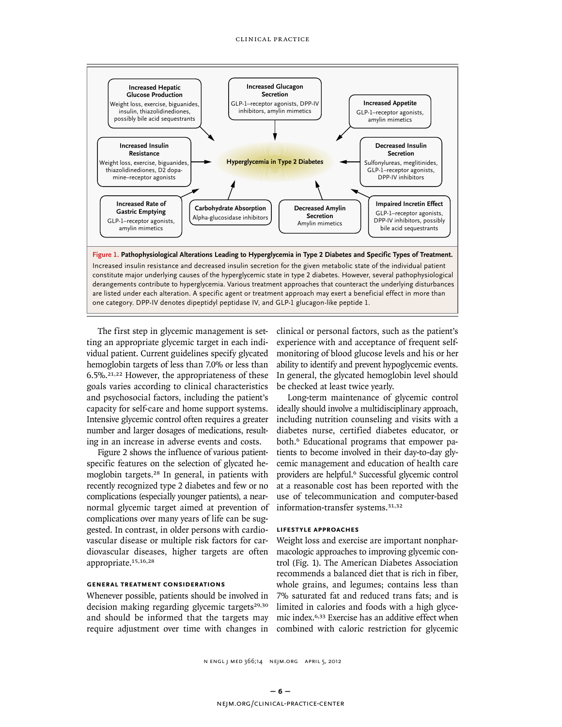Increased Hepatic Glucose Production
Weight loss, exercise, biguanides, insulin, thiazolidinediones, possibly bile acid sequestrants

Increased Glucagon Secretion
GLP-1–receptor agonists, DPP-IV inhibitors, amylin mimetics

Increased Appetite
GLP-1–receptor agonists, amylin mimetics

Increased Insulin Resistance
Weight loss, exercise, biguanides, thiazolidinediones, D2 dopamine–receptor agonists

Hyperglycemia in Type 2 Diabetes

Decreased Insulin Secretion
Sulfonylureas, meglitinides, GLP-1–receptor agonists, DPP-IV inhibitors

Increased Rate of Gastric Emptying
GLP-1–receptor agonists, amylin mimetics

Carbohydrate Absorption
Alpha-glucosidase inhibitors

Decreased Amylin Secretion
Amylin mimetics

Impaired Incretin Effect
GLP-1–receptor agonists, DPP-IV inhibitors, possibly bile acid sequestrants

**Figure 1. Pathophysiological Alterations Leading to Hyperglycemia in Type 2 Diabetes and Specific Types of Treatment.**
Increased insulin resistance and decreased insulin secretion for the given metabolic state of the individual patient constitute major underlying causes of the hyperglycemic state in type 2 diabetes. However, several pathophysiological derangements contribute to hyperglycemia. Various treatment approaches that counteract the underlying disturbances are listed under each alteration. A specific agent or treatment approach may exert a beneficial effect in more than one category. DPP-IV denotes dipeptidyl peptidase IV, and GLP-1 glucagon-like peptide 1.

The first step in glycemic management is setting an appropriate glycemic target in each individual patient. Current guidelines specify glycated hemoglobin targets of less than 7.0% or less than 6.5%.[21,22] However, the appropriateness of these goals varies according to clinical characteristics and psychosocial factors, including the patient's capacity for self-care and home support systems. Intensive glycemic control often requires a greater number and larger dosages of medications, resulting in an increase in adverse events and costs.

Figure 2 shows the influence of various patient-specific features on the selection of glycated hemoglobin targets.[28] In general, in patients with recently recognized type 2 diabetes and few or no complications (especially younger patients), a near-normal glycemic target aimed at prevention of complications over many years of life can be suggested. In contrast, in older persons with cardiovascular disease or multiple risk factors for cardiovascular diseases, higher targets are often appropriate.[15,16,28]

### GENERAL TREATMENT CONSIDERATIONS

Whenever possible, patients should be involved in decision making regarding glycemic targets[29,30] and should be informed that the targets may require adjustment over time with changes in clinical or personal factors, such as the patient's experience with and acceptance of frequent self-monitoring of blood glucose levels and his or her ability to identify and prevent hypoglycemic events. In general, the glycated hemoglobin level should be checked at least twice yearly.

Long-term maintenance of glycemic control ideally should involve a multidisciplinary approach, including nutrition counseling and visits with a diabetes nurse, certified diabetes educator, or both.[6] Educational programs that empower patients to become involved in their day-to-day glycemic management and education of health care providers are helpful.[6] Successful glycemic control at a reasonable cost has been reported with the use of telecommunication and computer-based information-transfer systems.[31,32]

### LIFESTYLE APPROACHES

Weight loss and exercise are important nonpharmacologic approaches to improving glycemic control (Fig. 1). The American Diabetes Association recommends a balanced diet that is rich in fiber, whole grains, and legumes; contains less than 7% saturated fat and reduced trans fats; and is limited in calories and foods with a high glycemic index.[6,33] Exercise has an additive effect when combined with caloric restriction for glycemic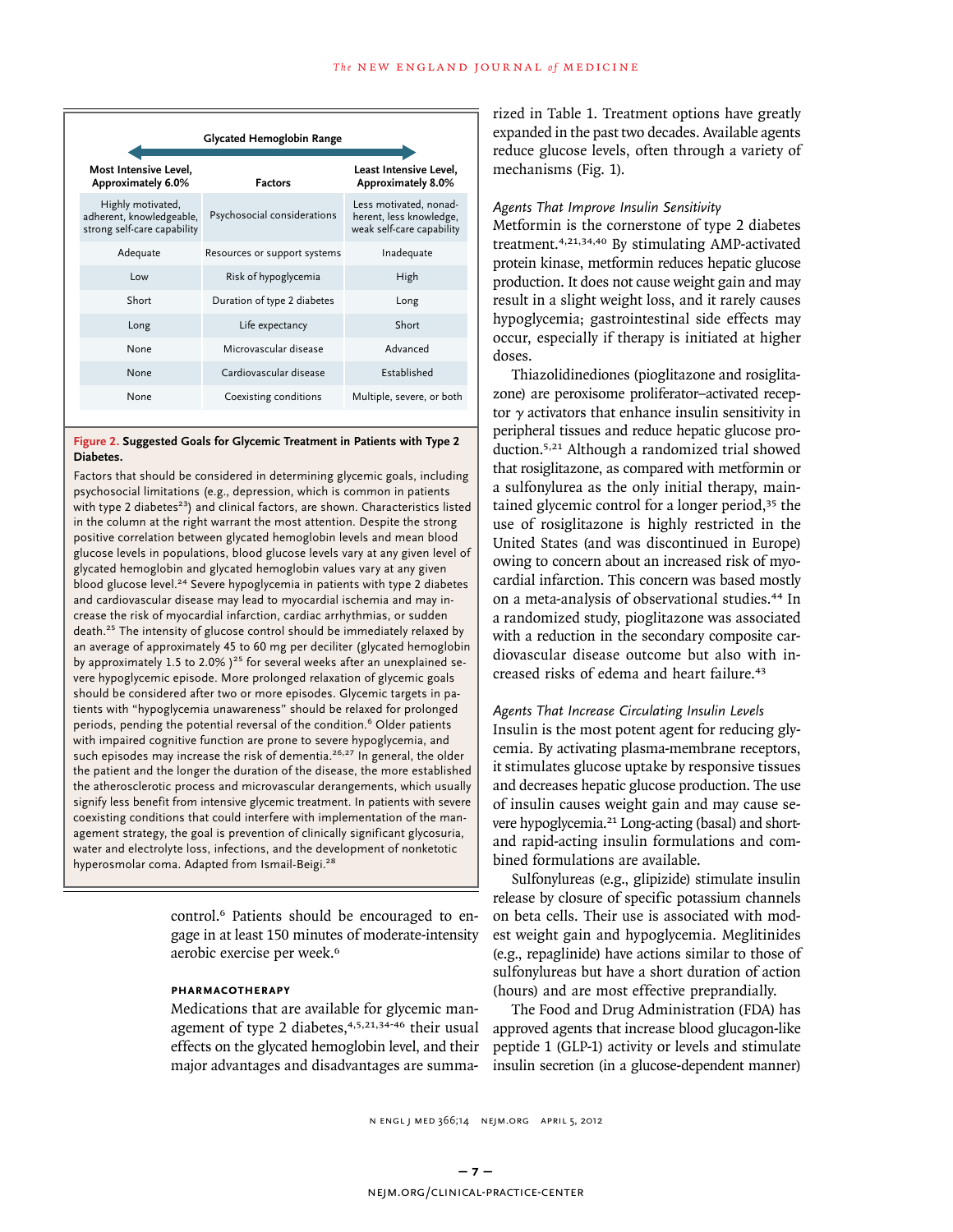**Glycated Hemoglobin Range**

| Most Intensive Level, Approximately 6.0% | Factors | Least Intensive Level, Approximately 8.0% |
|---|---|---|
| Highly motivated, adherent, knowledgeable, strong self-care capability | Psychosocial considerations | Less motivated, nonadherent, less knowledge, weak self-care capability |
| Adequate | Resources or support systems | Inadequate |
| Low | Risk of hypoglycemia | High |
| Short | Duration of type 2 diabetes | Long |
| Long | Life expectancy | Short |
| None | Microvascular disease | Advanced |
| None | Cardiovascular disease | Established |
| None | Coexisting conditions | Multiple, severe, or both |

**Figure 2. Suggested Goals for Glycemic Treatment in Patients with Type 2 Diabetes.**

Factors that should be considered in determining glycemic goals, including psychosocial limitations (e.g., depression, which is common in patients with type 2 diabetes[23]) and clinical factors, are shown. Characteristics listed in the column at the right warrant the most attention. Despite the strong positive correlation between glycated hemoglobin levels and mean blood glucose levels in populations, blood glucose levels vary at any given level of glycated hemoglobin and glycated hemoglobin values vary at any given blood glucose level.[24] Severe hypoglycemia in patients with type 2 diabetes and cardiovascular disease may lead to myocardial ischemia and may increase the risk of myocardial infarction, cardiac arrhythmias, or sudden death.[25] The intensity of glucose control should be immediately relaxed by an average of approximately 45 to 60 mg per deciliter (glycated hemoglobin by approximately 1.5 to 2.0% )[25] for several weeks after an unexplained severe hypoglycemic episode. More prolonged relaxation of glycemic goals should be considered after two or more episodes. Glycemic targets in patients with "hypoglycemia unawareness" should be relaxed for prolonged periods, pending the potential reversal of the condition.[6] Older patients with impaired cognitive function are prone to severe hypoglycemia, and such episodes may increase the risk of dementia.[26,27] In general, the older the patient and the longer the duration of the disease, the more established the atherosclerotic process and microvascular derangements, which usually signify less benefit from intensive glycemic treatment. In patients with severe coexisting conditions that could interfere with implementation of the management strategy, the goal is prevention of clinically significant glycosuria, water and electrolyte loss, infections, and the development of nonketotic hyperosmolar coma. Adapted from Ismail-Beigi.[28]

control.[6] Patients should be encouraged to engage in at least 150 minutes of moderate-intensity aerobic exercise per week.[6]

### PHARMACOTHERAPY

Medications that are available for glycemic management of type 2 diabetes,[4,5,21,34-46] their usual effects on the glycated hemoglobin level, and their major advantages and disadvantages are summarized in Table 1. Treatment options have greatly expanded in the past two decades. Available agents reduce glucose levels, often through a variety of mechanisms (Fig. 1).

*Agents That Improve Insulin Sensitivity*

Metformin is the cornerstone of type 2 diabetes treatment.[4,21,34,40] By stimulating AMP-activated protein kinase, metformin reduces hepatic glucose production. It does not cause weight gain and may result in a slight weight loss, and it rarely causes hypoglycemia; gastrointestinal side effects may occur, especially if therapy is initiated at higher doses.

Thiazolidinediones (pioglitazone and rosiglitazone) are peroxisome proliferator–activated receptor $\gamma$ activators that enhance insulin sensitivity in peripheral tissues and reduce hepatic glucose production.[5,21] Although a randomized trial showed that rosiglitazone, as compared with metformin or a sulfonylurea as the only initial therapy, maintained glycemic control for a longer period,[35] the use of rosiglitazone is highly restricted in the United States (and was discontinued in Europe) owing to concern about an increased risk of myocardial infarction. This concern was based mostly on a meta-analysis of observational studies.[44] In a randomized study, pioglitazone was associated with a reduction in the secondary composite cardiovascular disease outcome but also with increased risks of edema and heart failure.[43]

*Agents That Increase Circulating Insulin Levels*

Insulin is the most potent agent for reducing glycemia. By activating plasma-membrane receptors, it stimulates glucose uptake by responsive tissues and decreases hepatic glucose production. The use of insulin causes weight gain and may cause severe hypoglycemia.[21] Long-acting (basal) and short- and rapid-acting insulin formulations and combined formulations are available.

Sulfonylureas (e.g., glipizide) stimulate insulin release by closure of specific potassium channels on beta cells. Their use is associated with modest weight gain and hypoglycemia. Meglitinides (e.g., repaglinide) have actions similar to those of sulfonylureas but have a short duration of action (hours) and are most effective preprandially.

The Food and Drug Administration (FDA) has approved agents that increase blood glucagon-like peptide 1 (GLP-1) activity or levels and stimulate insulin secretion (in a glucose-dependent manner)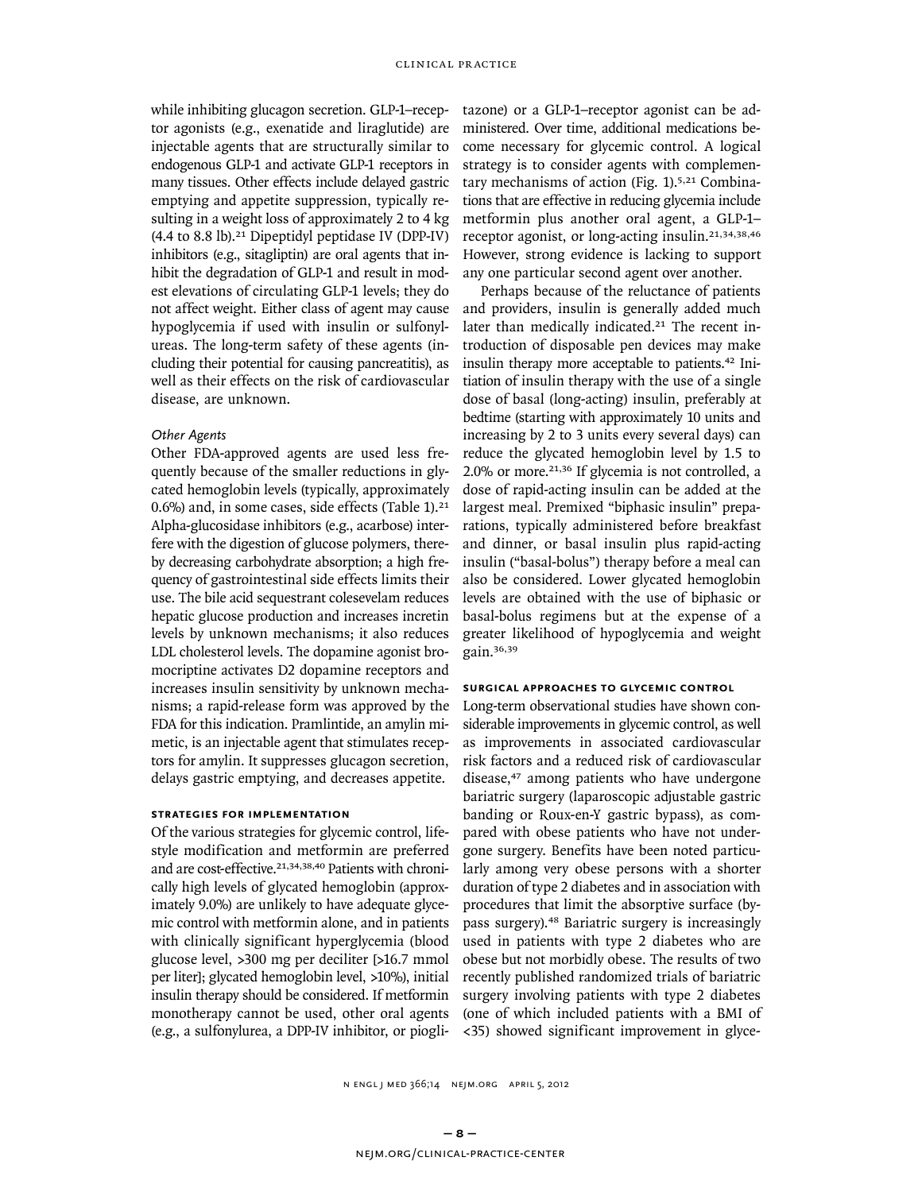while inhibiting glucagon secretion. GLP-1–receptor agonists (e.g., exenatide and liraglutide) are injectable agents that are structurally similar to endogenous GLP-1 and activate GLP-1 receptors in many tissues. Other effects include delayed gastric emptying and appetite suppression, typically resulting in a weight loss of approximately 2 to 4 kg (4.4 to 8.8 lb).[21] Dipeptidyl peptidase IV (DPP-IV) inhibitors (e.g., sitagliptin) are oral agents that inhibit the degradation of GLP-1 and result in modest elevations of circulating GLP-1 levels; they do not affect weight. Either class of agent may cause hypoglycemia if used with insulin or sulfonylureas. The long-term safety of these agents (including their potential for causing pancreatitis), as well as their effects on the risk of cardiovascular disease, are unknown.

*Other Agents*

Other FDA-approved agents are used less frequently because of the smaller reductions in glycated hemoglobin levels (typically, approximately 0.6%) and, in some cases, side effects (Table 1).[21] Alpha-glucosidase inhibitors (e.g., acarbose) interfere with the digestion of glucose polymers, thereby decreasing carbohydrate absorption; a high frequency of gastrointestinal side effects limits their use. The bile acid sequestrant colesevelam reduces hepatic glucose production and increases incretin levels by unknown mechanisms; it also reduces LDL cholesterol levels. The dopamine agonist bromocriptine activates D2 dopamine receptors and increases insulin sensitivity by unknown mechanisms; a rapid-release form was approved by the FDA for this indication. Pramlintide, an amylin mimetic, is an injectable agent that stimulates receptors for amylin. It suppresses glucagon secretion, delays gastric emptying, and decreases appetite.

### STRATEGIES FOR IMPLEMENTATION

Of the various strategies for glycemic control, lifestyle modification and metformin are preferred and are cost-effective.[21,34,38,40] Patients with chronically high levels of glycated hemoglobin (approximately 9.0%) are unlikely to have adequate glycemic control with metformin alone, and in patients with clinically significant hyperglycemia (blood glucose level, >300 mg per deciliter [>16.7 mmol per liter]; glycated hemoglobin level, >10%), initial insulin therapy should be considered. If metformin monotherapy cannot be used, other oral agents (e.g., a sulfonylurea, a DPP-IV inhibitor, or pioglitazone) or a GLP-1–receptor agonist can be administered. Over time, additional medications become necessary for glycemic control. A logical strategy is to consider agents with complementary mechanisms of action (Fig. 1).[5,21] Combinations that are effective in reducing glycemia include metformin plus another oral agent, a GLP-1–receptor agonist, or long-acting insulin.[21,34,38,46] However, strong evidence is lacking to support any one particular second agent over another.

Perhaps because of the reluctance of patients and providers, insulin is generally added much later than medically indicated.[21] The recent introduction of disposable pen devices may make insulin therapy more acceptable to patients.[42] Initiation of insulin therapy with the use of a single dose of basal (long-acting) insulin, preferably at bedtime (starting with approximately 10 units and increasing by 2 to 3 units every several days) can reduce the glycated hemoglobin level by 1.5 to 2.0% or more.[21,36] If glycemia is not controlled, a dose of rapid-acting insulin can be added at the largest meal. Premixed "biphasic insulin" preparations, typically administered before breakfast and dinner, or basal insulin plus rapid-acting insulin ("basal-bolus") therapy before a meal can also be considered. Lower glycated hemoglobin levels are obtained with the use of biphasic or basal-bolus regimens but at the expense of a greater likelihood of hypoglycemia and weight gain.[36,39]

### SURGICAL APPROACHES TO GLYCEMIC CONTROL

Long-term observational studies have shown considerable improvements in glycemic control, as well as improvements in associated cardiovascular risk factors and a reduced risk of cardiovascular disease,[47] among patients who have undergone bariatric surgery (laparoscopic adjustable gastric banding or Roux-en-Y gastric bypass), as compared with obese patients who have not undergone surgery. Benefits have been noted particularly among very obese persons with a shorter duration of type 2 diabetes and in association with procedures that limit the absorptive surface (bypass surgery).[48] Bariatric surgery is increasingly used in patients with type 2 diabetes who are obese but not morbidly obese. The results of two recently published randomized trials of bariatric surgery involving patients with type 2 diabetes (one of which included patients with a BMI of <35) showed significant improvement in glyce-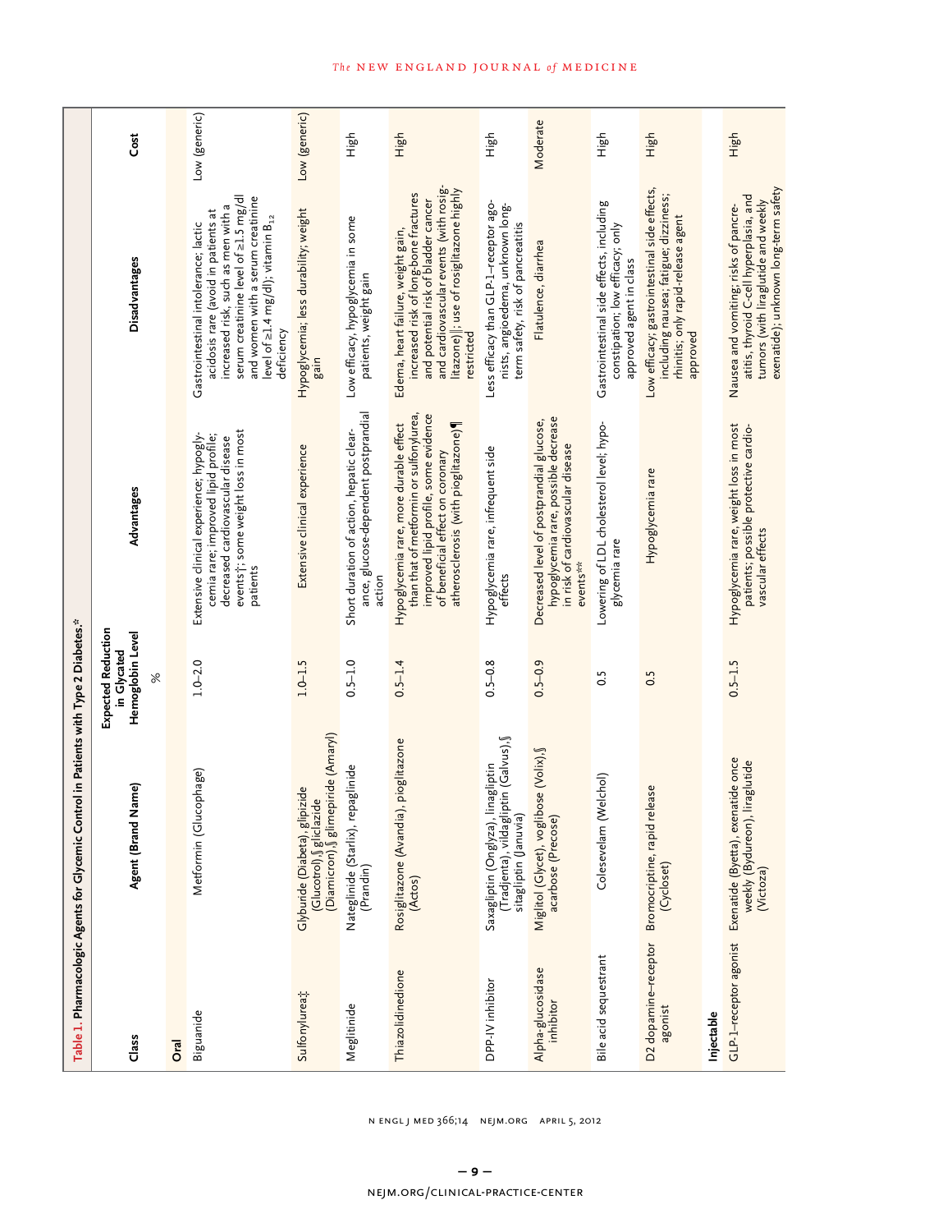**Table 1. Pharmacologic Agents for Glycemic Control in Patients with Type 2 Diabetes.***

| Class | Agent (Brand Name) | Expected Reduction in Glycated Hemoglobin Level (%) | Advantages | Disadvantages | Cost |
|---|---|---|---|---|---|
| **Oral** | | | | | |
| Biguanide | Metformin (Glucophage) | 1.0–2.0 | Extensive clinical experience; hypoglycemia rare; improved lipid profile; decreased cardiovascular disease events†; some weight loss in most patients | Gastrointestinal intolerance; lactic acidosis rare (avoid in patients at increased risk, such as men with a serum creatinine level of ≥1.5 mg/dl and women with a serum creatinine level of ≥1.4 mg/dl); vitamin $B_{12}$ deficiency | Low (generic) |
| Sulfonylurea‡ | Glyburide (Diabeta), glipizide (Glucotrol),§ gliclazide (Diamicron),§ glimepiride (Amaryl) | 1.0–1.5 | Extensive clinical experience | Hypoglycemia; less durability; weight gain | Low (generic) |
| Meglitinide | Nateglinide (Starlix), repaglinide (Prandin) | 0.5–1.0 | Short duration of action, hepatic clearance, glucose-dependent postprandial action | Low efficacy, hypoglycemia in some patients, weight gain | High |
| Thiazolidinedione | Rosiglitazone (Avandia), pioglitazone (Actos) | 0.5–1.4 | Hypoglycemia rare, more durable effect than that of metformin or sulfonylurea, improved lipid profile, some evidence of beneficial effect on coronary atherosclerosis (with pioglitazone)¶ | Edema, heart failure, weight gain, increased risk of long-bone fractures and potential risk of bladder cancer and cardiovascular events (with rosiglitazone)‖; use of rosiglitazone highly restricted | High |
| DPP-IV inhibitor | Saxagliptin (Onglyza), linagliptin (Tradjenta), vildagliptin (Galvus),§ sitagliptin (Januvia) | 0.5–0.8 | Hypoglycemia rare, infrequent side effects | Less efficacy than GLP-1–receptor agonists, angioedema, unknown long-term safety, risk of pancreatitis | High |
| Alpha-glucosidase inhibitor | Miglitol (Glycet), voglibose (Volix),§ acarbose (Precose) | 0.5–0.9 | Decreased level of postprandial glucose, hypoglycemia rare, possible decrease in risk of cardiovascular disease events** | Flatulence, diarrhea | Moderate |
| Bile acid sequestrant | Colesevelam (Welchol) | 0.5 | Lowering of LDL cholesterol level; hypoglycemia rare | Gastrointestinal side effects, including constipation; low efficacy; only approved agent in class | High |
| D2 dopamine-receptor agonist | Bromocriptine, rapid release (Cycloset) | 0.5 | Hypoglycemia rare | Low efficacy; gastrointestinal side effects, including nausea; fatigue; dizziness; rhinitis; only rapid-release agent approved | High |
| **Injectable** | | | | | |
| GLP-1–receptor agonist | Exenatide (Byetta), exenatide once weekly (Bydureon), liraglutide (Victoza) | 0.5–1.5 | Hypoglycemia rare, weight loss in most patients, possible protective cardiovascular effects | Nausea and vomiting; risks of pancreatitis, thyroid C-cell hyperplasia, and tumors (with liraglutide and weekly exenatide); unknown long-term safety | High |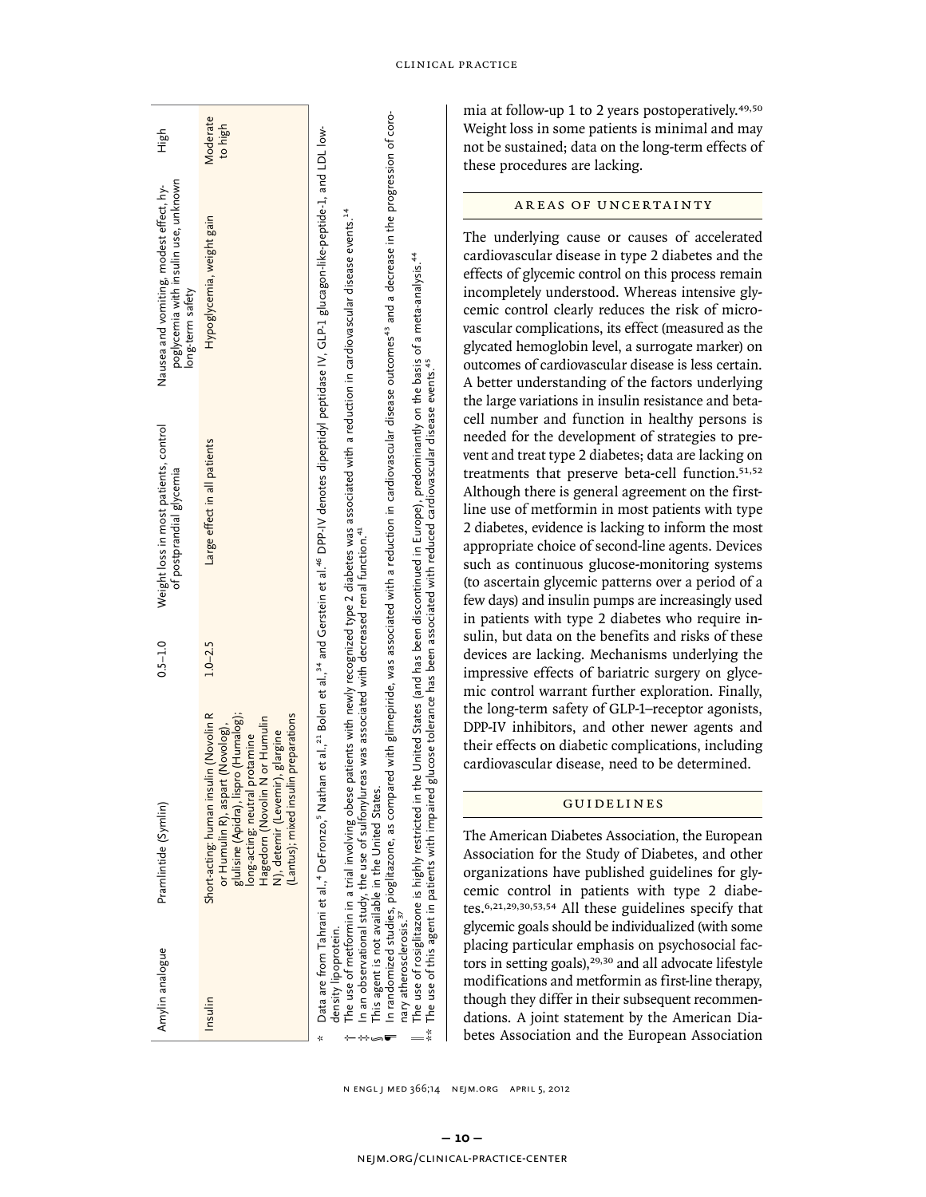| | | | | | |
|---|---|---|---|---|---|
| Amylin analogue | Pramlintide (Symlin) | 0.5–1.0 | Weight loss in most patients, control of postprandial glycemia | Nausea and vomiting, modest effect, hypoglycemia with insulin use, unknown long-term safety | High |
| Insulin | Short-acting: human insulin (Novolin R or Humulin R), aspart (Novolog), glulisine (Apidra), lispro (Humalog); long-acting: neutral protamine Hagedorn (Novolin N or Humulin N), detemir (Levemir), glargine (Lantus); mixed insulin preparations | 1.0–2.5 | Large effect in all patients | Hypoglycemia, weight gain | Moderate to high |

\* Data are from Tahrani et al.,[4] DeFronzo,[5] Nathan et al.,[21] Bolen et al.,[34] and Gerstein et al.[46] DPP-IV denotes dipeptidyl peptidase IV, GLP-1 glucagon-like-peptide-1, and LDL low-density lipoprotein.

† The use of metformin in a trial involving obese patients with newly recognized type 2 diabetes was associated with a reduction in cardiovascular disease events.[14]

‡ In an observational study, the use of sulfonylureas was associated with decreased renal function.[41]

§ This agent is not available in the United States.

¶ In randomized studies, pioglitazone, as compared with glimepiride, was associated with a reduction in cardiovascular disease outcomes[43] and a decrease in the progression of coronary atherosclerosis.[37]

‖ The use of rosiglitazone is highly restricted in the United States (and has been discontinued in Europe), predominantly on the basis of a meta-analysis.[44]

\*\* The use of this agent in patients with impaired glucose tolerance has been associated with reduced cardiovascular disease events.[45]

mia at follow-up 1 to 2 years postoperatively.[49,50] Weight loss in some patients is minimal and may not be sustained; data on the long-term effects of these procedures are lacking.

## AREAS OF UNCERTAINTY

The underlying cause or causes of accelerated cardiovascular disease in type 2 diabetes and the effects of glycemic control on this process remain incompletely understood. Whereas intensive glycemic control clearly reduces the risk of microvascular complications, its effect (measured as the glycated hemoglobin level, a surrogate marker) on outcomes of cardiovascular disease is less certain. A better understanding of the factors underlying the large variations in insulin resistance and beta-cell number and function in healthy persons is needed for the development of strategies to prevent and treat type 2 diabetes; data are lacking on treatments that preserve beta-cell function.[51,52] Although there is general agreement on the first-line use of metformin in most patients with type 2 diabetes, evidence is lacking to inform the most appropriate choice of second-line agents. Devices such as continuous glucose-monitoring systems (to ascertain glycemic patterns over a period of a few days) and insulin pumps are increasingly used in patients with type 2 diabetes who require insulin, but data on the benefits and risks of these devices are lacking. Mechanisms underlying the impressive effects of bariatric surgery on glycemic control warrant further exploration. Finally, the long-term safety of GLP-1–receptor agonists, DPP-IV inhibitors, and other newer agents and their effects on diabetic complications, including cardiovascular disease, need to be determined.

## GUIDELINES

The American Diabetes Association, the European Association for the Study of Diabetes, and other organizations have published guidelines for glycemic control in patients with type 2 diabetes.[6,21,29,30,53,54] All these guidelines specify that glycemic goals should be individualized (with some placing particular emphasis on psychosocial factors in setting goals),[29,30] and all advocate lifestyle modifications and metformin as first-line therapy, though they differ in their subsequent recommendations. A joint statement by the American Diabetes Association and the European Association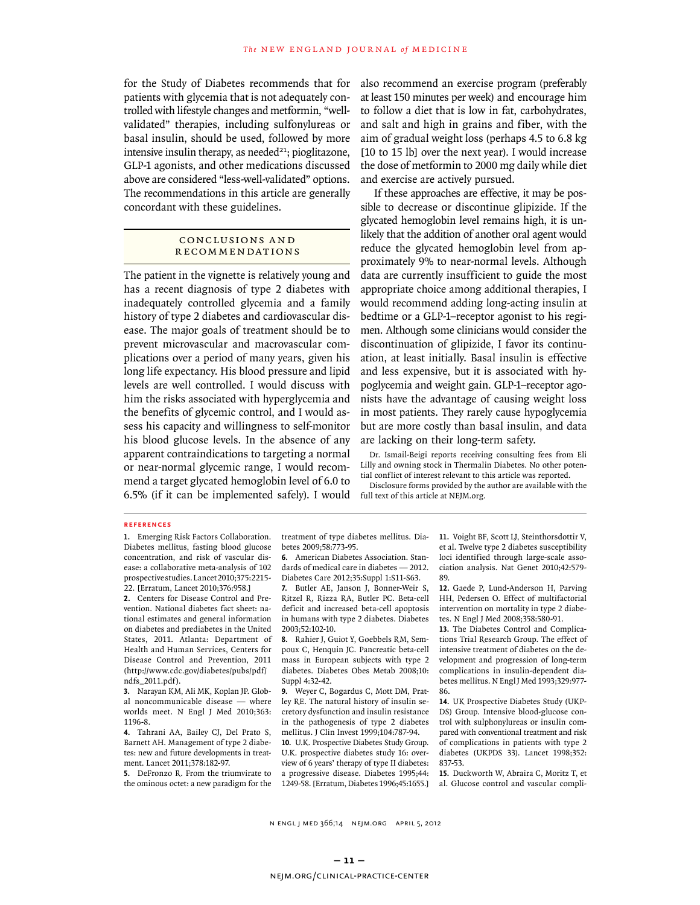for the Study of Diabetes recommends that for patients with glycemia that is not adequately controlled with lifestyle changes and metformin, "well-validated" therapies, including sulfonylureas or basal insulin, should be used, followed by more intensive insulin therapy, as needed[21]; pioglitazone, GLP-1 agonists, and other medications discussed above are considered "less-well-validated" options. The recommendations in this article are generally concordant with these guidelines.

## CONCLUSIONS AND RECOMMENDATIONS

The patient in the vignette is relatively young and has a recent diagnosis of type 2 diabetes with inadequately controlled glycemia and a family history of type 2 diabetes and cardiovascular disease. The major goals of treatment should be to prevent microvascular and macrovascular complications over a period of many years, given his long life expectancy. His blood pressure and lipid levels are well controlled. I would discuss with him the risks associated with hyperglycemia and the benefits of glycemic control, and I would assess his capacity and willingness to self-monitor his blood glucose levels. In the absence of any apparent contraindications to targeting a normal or near-normal glycemic range, I would recommend a target glycated hemoglobin level of 6.0 to 6.5% (if it can be implemented safely). I would also recommend an exercise program (preferably at least 150 minutes per week) and encourage him to follow a diet that is low in fat, carbohydrates, and salt and high in grains and fiber, with the aim of gradual weight loss (perhaps 4.5 to 6.8 kg [10 to 15 lb] over the next year). I would increase the dose of metformin to 2000 mg daily while diet and exercise are actively pursued.

If these approaches are effective, it may be possible to decrease or discontinue glipizide. If the glycated hemoglobin level remains high, it is unlikely that the addition of another oral agent would reduce the glycated hemoglobin level from approximately 9% to near-normal levels. Although data are currently insufficient to guide the most appropriate choice among additional therapies, I would recommend adding long-acting insulin at bedtime or a GLP-1–receptor agonist to his regimen. Although some clinicians would consider the discontinuation of glipizide, I favor its continuation, at least initially. Basal insulin is effective and less expensive, but it is associated with hypoglycemia and weight gain. GLP-1–receptor agonists have the advantage of causing weight loss in most patients. They rarely cause hypoglycemia but are more costly than basal insulin, and data are lacking on their long-term safety.

Dr. Ismail-Beigi reports receiving consulting fees from Eli Lilly and owning stock in Thermalin Diabetes. No other potential conflict of interest relevant to this article was reported.

Disclosure forms provided by the author are available with the full text of this article at NEJM.org.

### REFERENCES

1. Emerging Risk Factors Collaboration. Diabetes mellitus, fasting blood glucose concentration, and risk of vascular disease: a collaborative meta-analysis of 102 prospective studies. Lancet 2010;375:2215-22. [Erratum, Lancet 2010;376:958.]
2. Centers for Disease Control and Prevention. National diabetes fact sheet: national estimates and general information on diabetes and prediabetes in the United States, 2011. Atlanta: Department of Health and Human Services, Centers for Disease Control and Prevention, 2011 (http://www.cdc.gov/diabetes/pubs/pdf/ndfs_2011.pdf).
3. Narayan KM, Ali MK, Koplan JP. Global noncommunicable disease — where worlds meet. N Engl J Med 2010;363:1196-8.
4. Tahrani AA, Bailey CJ, Del Prato S, Barnett AH. Management of type 2 diabetes: new and future developments in treatment. Lancet 2011;378:182-97.
5. DeFronzo R. From the triumvirate to the ominous octet: a new paradigm for the treatment of type diabetes mellitus. Diabetes 2009;58:773-95.
6. American Diabetes Association. Standards of medical care in diabetes — 2012. Diabetes Care 2012;35:Suppl 1:S11-S63.
7. Butler AE, Janson J, Bonner-Weir S, Ritzel R, Rizza RA, Butler PC. Beta-cell deficit and increased beta-cell apoptosis in humans with type 2 diabetes. Diabetes 2003;52:102-10.
8. Rahier J, Guiot Y, Goebbels RM, Sempoux C, Henquin JC. Pancreatic beta-cell mass in European subjects with type 2 diabetes. Diabetes Obes Metab 2008;10:Suppl 4:32-42.
9. Weyer C, Bogardus C, Mott DM, Pratley RE. The natural history of insulin secretory dysfunction and insulin resistance in the pathogenesis of type 2 diabetes mellitus. J Clin Invest 1999;104:787-94.
10. U.K. Prospective Diabetes Study Group. U.K. prospective diabetes study 16: overview of 6 years' therapy of type II diabetes: a progressive disease. Diabetes 1995;44:1249-58. [Erratum, Diabetes 1996;45:1655.]
11. Voight BF, Scott LJ, Steinthorsdottir V, et al. Twelve type 2 diabetes susceptibility loci identified through large-scale association analysis. Nat Genet 2010;42:579-89.
12. Gaede P, Lund-Anderson H, Parving HH, Pedersen O. Effect of multifactorial intervention on mortality in type 2 diabetes. N Engl J Med 2008;358:580-91.
13. The Diabetes Control and Complications Trial Research Group. The effect of intensive treatment of diabetes on the development and progression of long-term complications in insulin-dependent diabetes mellitus. N Engl J Med 1993;329:977-86.
14. UK Prospective Diabetes Study (UKPDS) Group. Intensive blood-glucose control with sulphonylureas or insulin compared with conventional treatment and risk of complications in patients with type 2 diabetes (UKPDS 33). Lancet 1998;352:837-53.
15. Duckworth W, Abraira C, Moritz T, et al. Glucose control and vascular compli-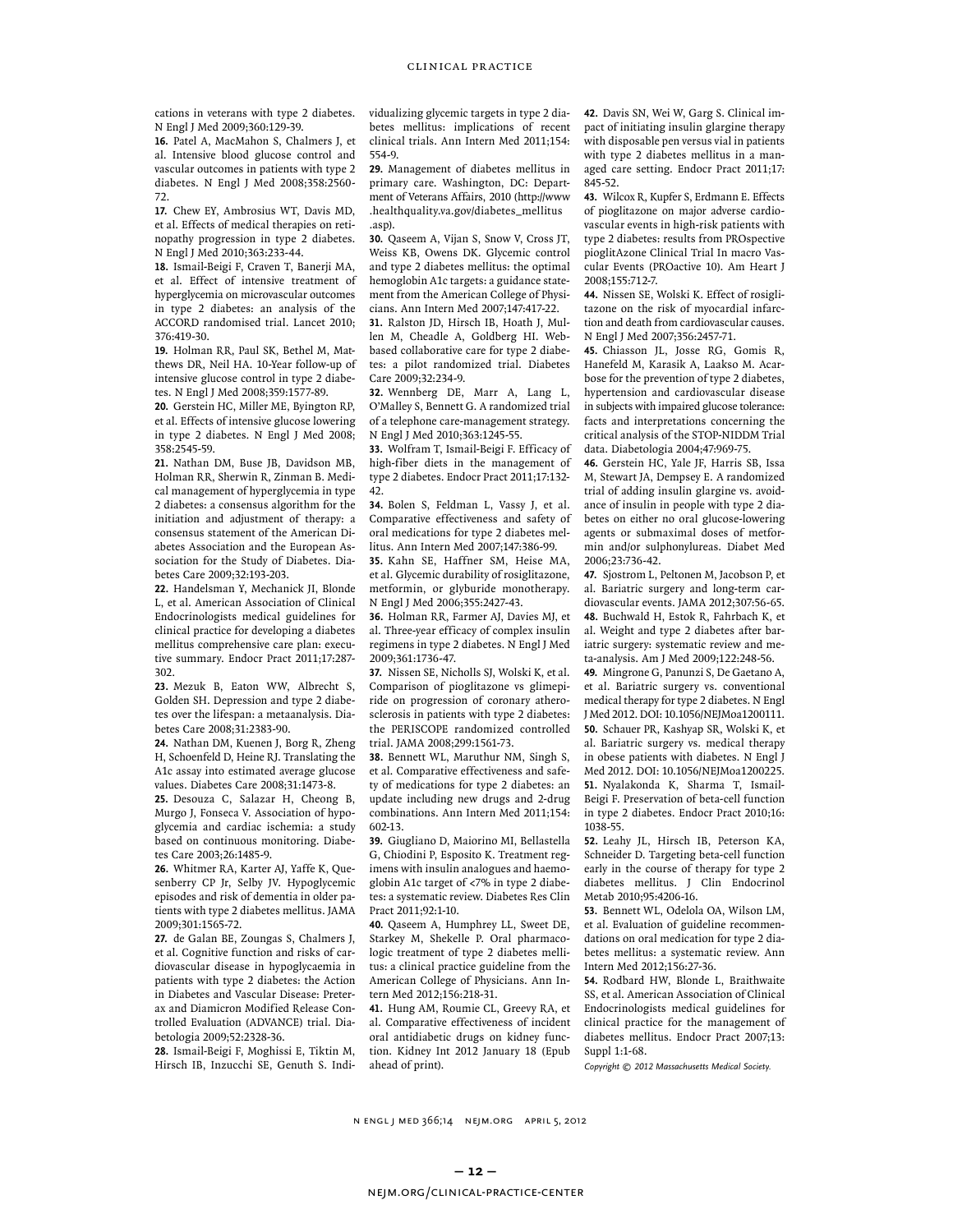cations in veterans with type 2 diabetes. N Engl J Med 2009;360:129-39.

**16.** Patel A, MacMahon S, Chalmers J, et al. Intensive blood glucose control and vascular outcomes in patients with type 2 diabetes. N Engl J Med 2008;358:2560-72.

**17.** Chew EY, Ambrosius WT, Davis MD, et al. Effects of medical therapies on retinopathy progression in type 2 diabetes. N Engl J Med 2010;363:233-44.

**18.** Ismail-Beigi F, Craven T, Banerji MA, et al. Effect of intensive treatment of hyperglycaemia on microvascular outcomes in type 2 diabetes: an analysis of the ACCORD randomised trial. Lancet 2010; 376:419-30.

**19.** Holman RR, Paul SK, Bethel M, Matthews DR, Neil HA. 10-Year follow-up of intensive glucose control in type 2 diabetes. N Engl J Med 2008;359:1577-89.

**20.** Gerstein HC, Miller ME, Byington RP, et al. Effects of intensive glucose lowering in type 2 diabetes. N Engl J Med 2008; 358:2545-59.

**21.** Nathan DM, Buse JB, Davidson MB, Holman RR, Sherwin R, Zinman B. Medical management of hyperglycemia in type 2 diabetes: a consensus algorithm for the initiation and adjustment of therapy: a consensus statement of the American Diabetes Association and the European Association for the Study of Diabetes. Diabetes Care 2009;32:193-203.

**22.** Handelsman Y, Mechanick JI, Blonde L, et al. American Association of Clinical Endocrinologists medical guidelines for clinical practice for developing a diabetes mellitus comprehensive care plan: executive summary. Endocr Pract 2011;17:287-302.

**23.** Mezuk B, Eaton WW, Albrecht S, Golden SH. Depression and type 2 diabetes over the lifespan: a metaanalysis. Diabetes Care 2008;31:2383-90.

**24.** Nathan DM, Kuenen J, Borg R, Zheng H, Schoenfeld D, Heine RJ. Translating the A1c assay into estimated average glucose values. Diabetes Care 2008;31:1473-8.

**25.** Desouza C, Salazar H, Cheong B, Murgo J, Fonseca V. Association of hypoglycemia and cardiac ischemia: a study based on continuous monitoring. Diabetes Care 2003;26:1485-9.

**26.** Whitmer RA, Karter AJ, Yaffe K, Quesenberry CP Jr, Selby JV. Hypoglycemic episodes and risk of dementia in older patients with type 2 diabetes mellitus. JAMA 2009;301:1565-72.

**27.** de Galan BE, Zoungas S, Chalmers J, et al. Cognitive function and risks of cardiovascular disease in hypoglycaemia in patients with type 2 diabetes: the Action in Diabetes and Vascular Disease: Preterax and Diamicron Modified Release Controlled Evaluation (ADVANCE) trial. Diabetologia 2009;52:2328-36.

**28.** Ismail-Beigi F, Moghissi E, Tiktin M, Hirsch IB, Inzucchi SE, Genuth S. Individualizing glycemic targets in type 2 diabetes mellitus: implications of recent clinical trials. Ann Intern Med 2011;154: 554-9.

**29.** Management of diabetes mellitus in primary care. Washington, DC: Department of Veterans Affairs, 2010 (http://www.healthquality.va.gov/diabetes_mellitus.asp).

**30.** Qaseem A, Vijan S, Snow V, Cross JT, Weiss KB, Owens DK. Glycemic control and type 2 diabetes mellitus: the optimal hemoglobin A1c targets: a guidance statement from the American College of Physicians. Ann Intern Med 2007;147:417-22.

**31.** Ralston JD, Hirsch IB, Hoath J, Mullen M, Cheadle A, Goldberg HI. Web-based collaborative care for type 2 diabetes: a pilot randomized trial. Diabetes Care 2009;32:234-9.

**32.** Wennberg DE, Marr A, Lang L, O'Malley S, Bennett G. A randomized trial of a telephone care-management strategy. N Engl J Med 2010;363:1245-55.

**33.** Wolfram T, Ismail-Beigi F. Efficacy of high-fiber diets in the management of type 2 diabetes. Endocr Pract 2011;17:132-42.

**34.** Bolen S, Feldman L, Vassy J, et al. Comparative effectiveness and safety of oral medications for type 2 diabetes mellitus. Ann Intern Med 2007;147:386-99.

**35.** Kahn SE, Haffner SM, Heise MA, et al. Glycemic durability of rosiglitazone, metformin, or glyburide monotherapy. N Engl J Med 2006;355:2427-43.

**36.** Holman RR, Farmer AJ, Davies MJ, et al. Three-year efficacy of complex insulin regimens in type 2 diabetes. N Engl J Med 2009;361:1736-47.

**37.** Nissen SE, Nicholls SJ, Wolski K, et al. Comparison of pioglitazone vs glimepiride on progression of coronary atherosclerosis in patients with type 2 diabetes: the PERISCOPE randomized controlled trial. JAMA 2008;299:1561-73.

**38.** Bennett WL, Maruthur NM, Singh S, et al. Comparative effectiveness and safety of medications for type 2 diabetes: an update including new drugs and 2-drug combinations. Ann Intern Med 2011;154: 602-13.

**39.** Giugliano D, Maiorino MI, Bellastella G, Chiodini P, Esposito K. Treatment regimens with insulin analogues and haemoglobin A1c target of <7% in type 2 diabetes: a systematic review. Diabetes Res Clin Pract 2011;92:1-10.

**40.** Qaseem A, Humphrey LL, Sweet DE, Starkey M, Shekelle P. Oral pharmacologic treatment of type 2 diabetes mellitus: a clinical practice guideline from the American College of Physicians. Ann Intern Med 2012;156:218-31.

**41.** Hung AM, Roumie CL, Greevy RA, et al. Comparative effectiveness of incident oral antidiabetic drugs on kidney function. Kidney Int 2012 January 18 (Epub ahead of print).

**42.** Davis SN, Wei W, Garg S. Clinical impact of initiating insulin glargine therapy with disposable pen versus vial in patients with type 2 diabetes mellitus in a managed care setting. Endocr Pract 2011;17: 845-52.

**43.** Wilcox R, Kupfer S, Erdmann E. Effects of pioglitazone on major adverse cardiovascular events in high-risk patients with type 2 diabetes: results from PROspective pioglitAzone Clinical Trial In macro Vascular Events (PROactive 10). Am Heart J 2008;155:712-7.

**44.** Nissen SE, Wolski K. Effect of rosiglitazone on the risk of myocardial infarction and death from cardiovascular causes. N Engl J Med 2007;356:2457-71.

**45.** Chiasson JL, Josse RG, Gomis R, Hanefeld M, Karasik A, Laakso M. Acarbose for the prevention of type 2 diabetes, hypertension and cardiovascular disease in subjects with impaired glucose tolerance: facts and interpretations concerning the critical analysis of the STOP-NIDDM Trial data. Diabetologia 2004;47:969-75.

**46.** Gerstein HC, Yale JF, Harris SB, Issa M, Stewart JA, Dempsey E. A randomized trial of adding insulin glargine vs. avoidance of insulin in people with type 2 diabetes on either no oral glucose-lowering agents or submaximal doses of metformin and/or sulphonylureas. Diabet Med 2006;23:736-42.

**47.** Sjostrom L, Peltonen M, Jacobson P, et al. Bariatric surgery and long-term cardiovascular events. JAMA 2012;307:56-65.

**48.** Buchwald H, Estok R, Fahrbach K, et al. Weight and type 2 diabetes after bariatric surgery: systematic review and meta-analysis. Am J Med 2009;122:248-56.

**49.** Mingrone G, Panunzi S, De Gaetano A, et al. Bariatric surgery vs. conventional medical therapy for type 2 diabetes. N Engl J Med 2012. DOI: 10.1056/NEJMoa1200111.

**50.** Schauer PR, Kashyap SR, Wolski K, et al. Bariatric surgery vs. medical therapy in obese patients with diabetes. N Engl J Med 2012. DOI: 10.1056/NEJMoa1200225.

**51.** Nyalakonda K, Sharma T, Ismail-Beigi F. Preservation of beta-cell function in type 2 diabetes. Endocr Pract 2010;16: 1038-55.

**52.** Leahy JL, Hirsch IB, Peterson KA, Schneider D. Targeting beta-cell function early in the course of therapy for type 2 diabetes mellitus. J Clin Endocrinol Metab 2010;95:4206-16.

**53.** Bennett WL, Odelola OA, Wilson LM, et al. Evaluation of guideline recommendations on oral medication for type 2 diabetes mellitus: a systematic review. Ann Intern Med 2012;156:27-36.

**54.** Rodbard HW, Blonde L, Braithwaite SS, et al. American Association of Clinical Endocrinologists medical guidelines for clinical practice for the management of diabetes mellitus. Endocr Pract 2007;13: Suppl 1:1-68.

*Copyright © 2012 Massachusetts Medical Society.*